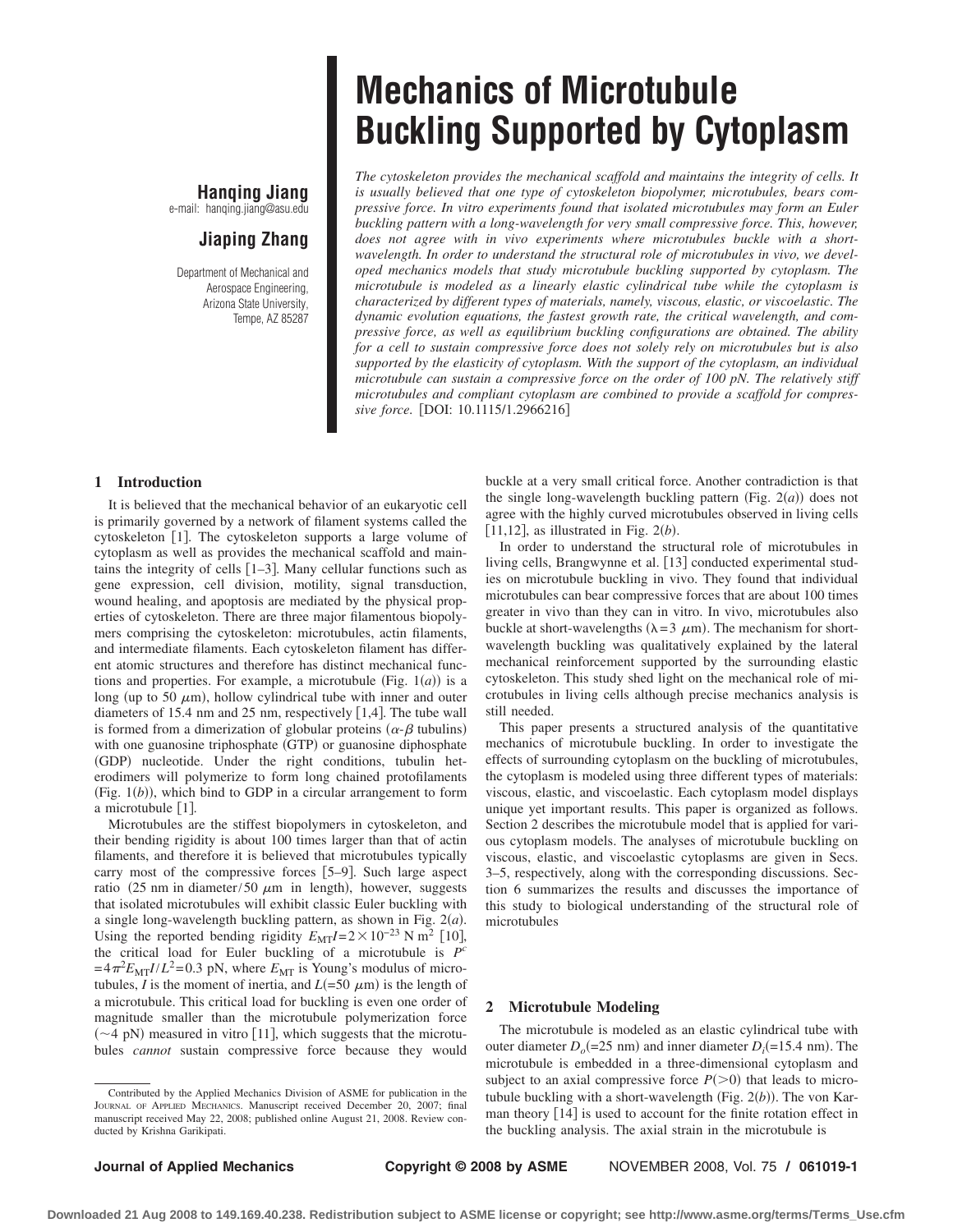# Mechanics of Microtubule Buckling Supported by Cytoplasm

**Hanqing Jiang**
e-mail: hanqing.jiang@asu.edu

**Jiaping Zhang**

Department of Mechanical and Aerospace Engineering, Arizona State University, Tempe, AZ 85287

*The cytoskeleton provides the mechanical scaffold and maintains the integrity of cells. It is usually believed that one type of cytoskeleton biopolymer, microtubules, bears compressive force. In vitro experiments found that isolated microtubules may form an Euler buckling pattern with a long-wavelength for very small compressive force. This, however, does not agree with in vivo experiments where microtubules buckle with a short-wavelength. In order to understand the structural role of microtubules in vivo, we developed mechanics models that study microtubule buckling supported by cytoplasm. The microtubule is modeled as a linearly elastic cylindrical tube while the cytoplasm is characterized by different types of materials, namely, viscous, elastic, or viscoelastic. The dynamic evolution equations, the fastest growth rate, the critical wavelength, and compressive force, as well as equilibrium buckling configurations are obtained. The ability for a cell to sustain compressive force does not solely rely on microtubules but is also supported by the elasticity of cytoplasm. With the support of the cytoplasm, an individual microtubule can sustain a compressive force on the order of 100 pN. The relatively stiff microtubules and compliant cytoplasm are combined to provide a scaffold for compressive force.* [DOI: 10.1115/1.2966216]

## 1 Introduction

It is believed that the mechanical behavior of an eukaryotic cell is primarily governed by a network of filament systems called the cytoskeleton [1]. The cytoskeleton supports a large volume of cytoplasm as well as provides the mechanical scaffold and maintains the integrity of cells [1–3]. Many cellular functions such as gene expression, cell division, motility, signal transduction, wound healing, and apoptosis are mediated by the physical properties of cytoskeleton. There are three major filamentous biopolymers comprising the cytoskeleton: microtubules, actin filaments, and intermediate filaments. Each cytoskeleton filament has different atomic structures and therefore has distinct mechanical functions and properties. For example, a microtubule (Fig. 1(*a*)) is a long (up to 50 $\mu$m), hollow cylindrical tube with inner and outer diameters of 15.4 nm and 25 nm, respectively [1,4]. The tube wall is formed from a dimerization of globular proteins ($\alpha$-$\beta$ tubulins) with one guanosine triphosphate (GTP) or guanosine diphosphate (GDP) nucleotide. Under the right conditions, tubulin heterodimers will polymerize to form long chained protofilaments (Fig. 1(*b*)), which bind to GDP in a circular arrangement to form a microtubule [1].

Microtubules are the stiffest biopolymers in cytoskeleton, and their bending rigidity is about 100 times larger than that of actin filaments, and therefore it is believed that microtubules typically carry most of the compressive forces [5–9]. Such large aspect ratio (25 nm in diameter/50 $\mu$m in length), however, suggests that isolated microtubules will exhibit classic Euler buckling with a single long-wavelength buckling pattern, as shown in Fig. 2(*a*). Using the reported bending rigidity $E_{MT}I = 2\times10^{-23}$ N m$^2$ [10], the critical load for Euler buckling of a microtubule is $P^c = 4\pi^2 E_{MT}I/L^2 = 0.3$ pN, where $E_{MT}$ is Young's modulus of microtubules, $I$ is the moment of inertia, and $L(=50\ \mu\text{m})$ is the length of a microtubule. This critical load for buckling is even one order of magnitude smaller than the microtubule polymerization force ($\sim$4 pN) measured in vitro [11], which suggests that the microtubules *cannot* sustain compressive force because they would buckle at a very small critical force. Another contradiction is that the single long-wavelength buckling pattern (Fig. 2(*a*)) does not agree with the highly curved microtubules observed in living cells [11,12], as illustrated in Fig. 2(*b*).

In order to understand the structural role of microtubules in living cells, Brangwynne et al. [13] conducted experimental studies on microtubule buckling in vivo. They found that individual microtubules can bear compressive forces that are about 100 times greater in vivo than they can in vitro. In vivo, microtubules also buckle at short-wavelengths ($\lambda = 3\ \mu$m). The mechanism for short-wavelength buckling was qualitatively explained by the lateral mechanical reinforcement supported by the surrounding elastic cytoskeleton. This study shed light on the mechanical role of microtubules in living cells although precise mechanics analysis is still needed.

This paper presents a structured analysis of the quantitative mechanics of microtubule buckling. In order to investigate the effects of surrounding cytoplasm on the buckling of microtubules, the cytoplasm is modeled using three different types of materials: viscous, elastic, and viscoelastic. Each cytoplasm model displays unique yet important results. This paper is organized as follows. Section 2 describes the microtubule model that is applied for various cytoplasm models. The analyses of microtubule buckling on viscous, elastic, and viscoelastic cytoplasms are given in Secs. 3–5, respectively, along with the corresponding discussions. Section 6 summarizes the results and discusses the importance of this study to biological understanding of the structural role of microtubules

## 2 Microtubule Modeling

The microtubule is modeled as an elastic cylindrical tube with outer diameter $D_o(=25$ nm$)$ and inner diameter $D_i(=15.4$ nm$)$. The microtubule is embedded in a three-dimensional cytoplasm and subject to an axial compressive force $P(>0)$ that leads to microtubule buckling with a short-wavelength (Fig. 2(*b*)). The von Karman theory [14] is used to account for the finite rotation effect in the buckling analysis. The axial strain in the microtubule is

Contributed by the Applied Mechanics Division of ASME for publication in the JOURNAL OF APPLIED MECHANICS. Manuscript received December 20, 2007; final manuscript received May 22, 2008; published online August 21, 2008. Review conducted by Krishna Garikipati.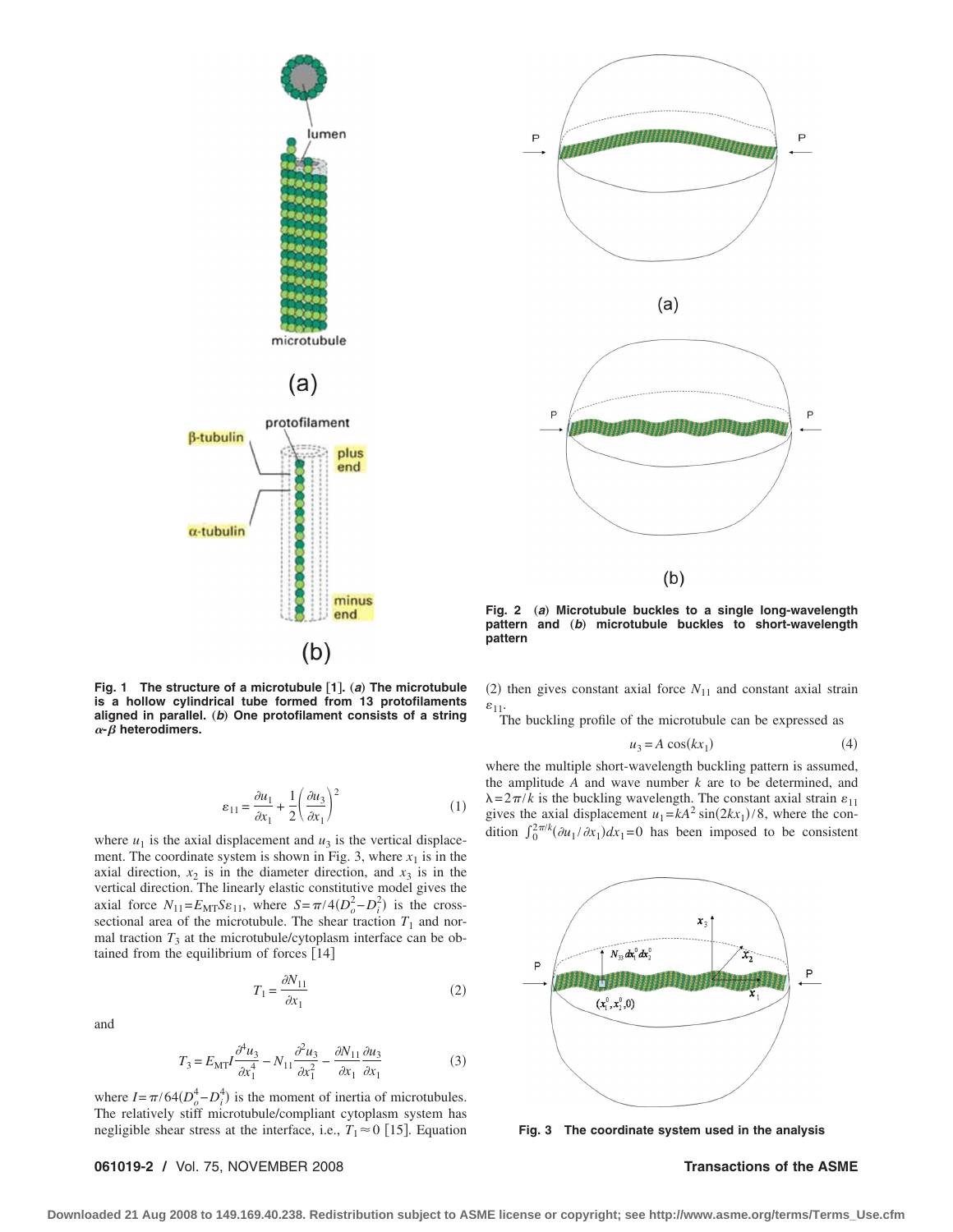lumen

microtubule

(a)

protofilament

β-tubulin

plus end

α-tubulin

minus end

(b)

**Fig. 1 The structure of a microtubule [1]. (*a*) The microtubule is a hollow cylindrical tube formed from 13 protofilaments aligned in parallel. (*b*) One protofilament consists of a string α-β heterodimers.**

$$\varepsilon_{11} = \frac{\partial u_1}{\partial x_1} + \frac{1}{2}\left(\frac{\partial u_3}{\partial x_1}\right)^2 \tag{1}$$

where $u_1$ is the axial displacement and $u_3$ is the vertical displacement. The coordinate system is shown in Fig. 3, where $x_1$ is in the axial direction, $x_2$ is in the diameter direction, and $x_3$ is in the vertical direction. The linearly elastic constitutive model gives the axial force $N_{11}=E_{MT}S\varepsilon_{11}$, where $S=\pi/4(D_o^2-D_i^2)$ is the cross-sectional area of the microtubule. The shear traction $T_1$ and normal traction $T_3$ at the microtubule/cytoplasm interface can be obtained from the equilibrium of forces [14]

$$T_1 = \frac{\partial N_{11}}{\partial x_1} \tag{2}$$

and

$$T_3 = E_{MT}I\frac{\partial^4 u_3}{\partial x_1^4} - N_{11}\frac{\partial^2 u_3}{\partial x_1^2} - \frac{\partial N_{11}}{\partial x_1}\frac{\partial u_3}{\partial x_1} \tag{3}$$

where $I=\pi/64(D_o^4-D_i^4)$ is the moment of inertia of microtubules. The relatively stiff microtubule/compliant cytoplasm system has negligible shear stress at the interface, i.e., $T_1\approx 0$ [15]. Equation (2) then gives constant axial force $N_{11}$ and constant axial strain $\varepsilon_{11}$.

The buckling profile of the microtubule can be expressed as

$$u_3 = A\cos(kx_1) \tag{4}$$

where the multiple short-wavelength buckling pattern is assumed, the amplitude $A$ and wave number $k$ are to be determined, and $\lambda=2\pi/k$ is the buckling wavelength. The constant axial strain $\varepsilon_{11}$ gives the axial displacement $u_1=kA^2\sin(2kx_1)/8$, where the condition $\int_0^{2\pi/k}(\partial u_1/\partial x_1)dx_1=0$ has been imposed to be consistent

P

P

(a)

P

P

(b)

**Fig. 2 (*a*) Microtubule buckles to a single long-wavelength pattern and (*b*) microtubule buckles to short-wavelength pattern**

$x_3$

$N_{33}dx_1^0dx_2^0$

$x_2$

P

P

$(x_1^0,x_2^0,0)$

$x_1$

**Fig. 3 The coordinate system used in the analysis**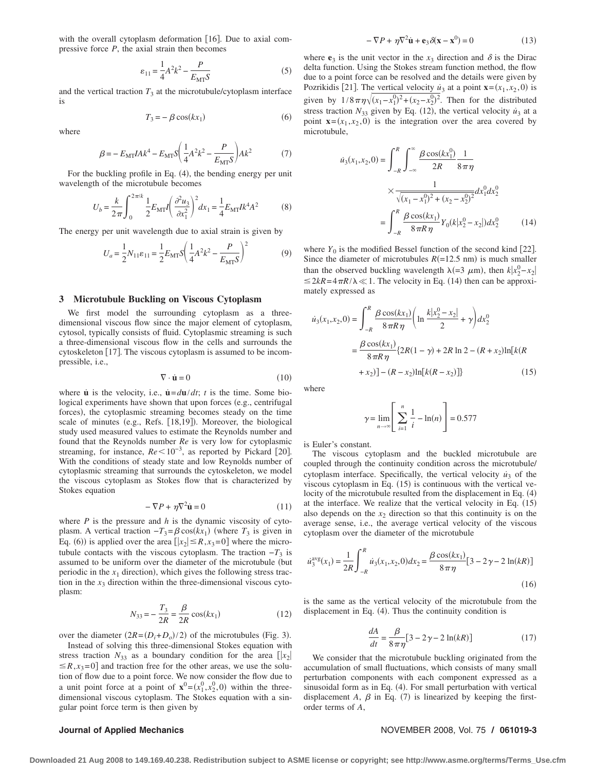with the overall cytoplasm deformation [16]. Due to axial compressive force $P$, the axial strain then becomes

$$\varepsilon_{11} = \frac{1}{4}A^2k^2 - \frac{P}{E_{\mathrm{MT}}S} \tag{5}$$

and the vertical traction $T_3$ at the microtubule/cytoplasm interface is

$$T_3 = -\beta\cos(kx_1) \tag{6}$$

where

$$\beta = -E_{\mathrm{MT}}IAk^4 - E_{\mathrm{MT}}S\left(\frac{1}{4}A^2k^2 - \frac{P}{E_{\mathrm{MT}}S}\right)Ak^2 \tag{7}$$

For the buckling profile in Eq. (4), the bending energy per unit wavelength of the microtubule becomes

$$U_b = \frac{k}{2\pi}\int_0^{2\pi/k}\frac{1}{2}E_{\mathrm{MT}}I\left(\frac{\partial^2 u_3}{\partial x_1^2}\right)^2 dx_1 = \frac{1}{4}E_{\mathrm{MT}}Ik^4A^2 \tag{8}$$

The energy per unit wavelength due to axial strain is given by

$$U_a = \frac{1}{2}N_{11}\varepsilon_{11} = \frac{1}{2}E_{\mathrm{MT}}S\left(\frac{1}{4}A^2k^2 - \frac{P}{E_{\mathrm{MT}}S}\right)^2 \tag{9}$$

## 3 Microtubule Buckling on Viscous Cytoplasm

We first model the surrounding cytoplasm as a three-dimensional viscous flow since the major element of cytoplasm, cytosol, typically consists of fluid. Cytoplasmic streaming is such a three-dimensional viscous flow in the cells and surrounds the cytoskeleton [17]. The viscous cytoplasm is assumed to be incompressible, i.e.,

$$\nabla \cdot \dot{\mathbf{u}} = 0 \tag{10}$$

where $\dot{\mathbf{u}}$ is the velocity, i.e., $\dot{\mathbf{u}} = d\mathbf{u}/dt$; $t$ is the time. Some biological experiments have shown that upon forces (e.g., centrifugal forces), the cytoplasmic streaming becomes steady on the time scale of minutes (e.g., Refs. [18,19]). Moreover, the biological study used measured values to estimate the Reynolds number and found that the Reynolds number $Re$ is very low for cytoplasmic streaming, for instance, $Re < 10^{-3}$, as reported by Pickard [20]. With the conditions of steady state and low Reynolds number of cytoplasmic streaming that surrounds the cytoskeleton, we model the viscous cytoplasm as Stokes flow that is characterized by Stokes equation

$$-\nabla P + \eta\nabla^2\dot{\mathbf{u}} = 0 \tag{11}$$

where $P$ is the pressure and $h$ is the dynamic viscosity of cytoplasm. A vertical traction $-T_3 = \beta\cos(kx_1)$ (where $T_3$ is given in Eq. (6)) is applied over the area $[|x_2| \leq R, x_3 = 0]$ where the microtubule contacts with the viscous cytoplasm. The traction $-T_3$ is assumed to be uniform over the diameter of the microtubule (but periodic in the $x_1$ direction), which gives the following stress traction in the $x_3$ direction within the three-dimensional viscous cytoplasm:

$$N_{33} = -\frac{T_3}{2R} = \frac{\beta}{2R}\cos(kx_1) \tag{12}$$

over the diameter $(2R = (D_i + D_o)/2)$ of the microtubules (Fig. 3).

Instead of solving this three-dimensional Stokes equation with stress traction $N_{33}$ as a boundary condition for the area $[|x_2| \leq R, x_3 = 0]$ and traction free for the other areas, we use the solution of flow due to a point force. We now consider the flow due to a unit point force at a point of $\mathbf{x}^0 = (x_1^0, x_2^0, 0)$ within the three-dimensional viscous cytoplasm. The Stokes equation with a singular point force term is then given by

$$-\nabla P + \eta\nabla^2\dot{\mathbf{u}} + \mathbf{e}_3\delta(\mathbf{x} - \mathbf{x}^0) = 0 \tag{13}$$

where $\mathbf{e}_3$ is the unit vector in the $x_3$ direction and $\delta$ is the Dirac delta function. Using the Stokes stream function method, the flow due to a point force can be resolved and the details were given by Pozrikidis [21]. The vertical velocity $\dot{u}_3$ at a point $\mathbf{x} = (x_1, x_2, 0)$ is given by $1/8\pi\eta\sqrt{(x_1 - x_1^0)^2 + (x_2 - x_2^0)^2}$. Then for the distributed stress traction $N_{33}$ given by Eq. (12), the vertical velocity $\dot{u}_3$ at a point $\mathbf{x} = (x_1, x_2, 0)$ is the integration over the area covered by microtubule,

$$\begin{aligned}
\dot{u}_3(x_1, x_2, 0) &= \int_{-R}^{R}\int_{-\infty}^{\infty}\frac{\beta\cos(kx_1^0)}{2R}\frac{1}{8\pi\eta} \\
&\quad\times\frac{1}{\sqrt{(x_1 - x_1^0)^2 + (x_2 - x_2^0)^2}}dx_1^0 dx_2^0 \\
&= \int_{-R}^{R}\frac{\beta\cos(kx_1)}{8\pi R\eta}Y_0(k|x_2^0 - x_2|)dx_2^0
\end{aligned} \tag{14}$$

where $Y_0$ is the modified Bessel function of the second kind [22]. Since the diameter of microtubules $R(=12.5\ \mathrm{nm})$ is much smaller than the observed buckling wavelength $\lambda(=3\ \mu\mathrm{m})$, then $k|x_2^0 - x_2| \leq 2kR = 4\pi R/\lambda \ll 1$. The velocity in Eq. (14) then can be approximately expressed as

$$\begin{aligned}
\dot{u}_3(x_1, x_2, 0) &= \int_{-R}^{R}\frac{\beta\cos(kx_1)}{8\pi R\eta}\left(\ln\frac{k|x_2^0 - x_2|}{2} + \gamma\right)dx_2^0 \\
&= \frac{\beta\cos(kx_1)}{8\pi R\eta}\{2R(1-\gamma) + 2R\ln 2 - (R + x_2)\ln[k(R \\
&\quad + x_2)] - (R - x_2)\ln[k(R - x_2)]\}
\end{aligned} \tag{15}$$

where

$$\gamma = \lim_{n\to\infty}\left[\sum_{i=1}^{n}\frac{1}{i} - \ln(n)\right] = 0.577$$

is Euler's constant.

The viscous cytoplasm and the buckled microtubule are coupled through the continuity condition across the microtubule/cytoplasm interface. Specifically, the vertical velocity $\dot{u}_3$ of the viscous cytoplasm in Eq. (15) is continuous with the vertical velocity of the microtubule resulted from the displacement in Eq. (4) at the interface. We realize that the vertical velocity in Eq. (15) also depends on the $x_2$ direction so that this continuity is on the average sense, i.e., the average vertical velocity of the viscous cytoplasm over the diameter of the microtubule

$$\dot{u}_3^{\mathrm{avg}}(x_1) = \frac{1}{2R}\int_{-R}^{R}\dot{u}_3(x_1, x_2, 0)dx_2 = \frac{\beta\cos(kx_1)}{8\pi\eta}[3 - 2\gamma - 2\ln(kR)] \tag{16}$$

is the same as the vertical velocity of the microtubule from the displacement in Eq. (4). Thus the continuity condition is

$$\frac{dA}{dt} = \frac{\beta}{8\pi\eta}[3 - 2\gamma - 2\ln(kR)] \tag{17}$$

We consider that the microtubule buckling originated from the accumulation of small fluctuations, which consists of many small perturbation components with each component expressed as a sinusoidal form as in Eq. (4). For small perturbation with vertical displacement $A$, $\beta$ in Eq. (7) is linearized by keeping the first-order terms of $A$,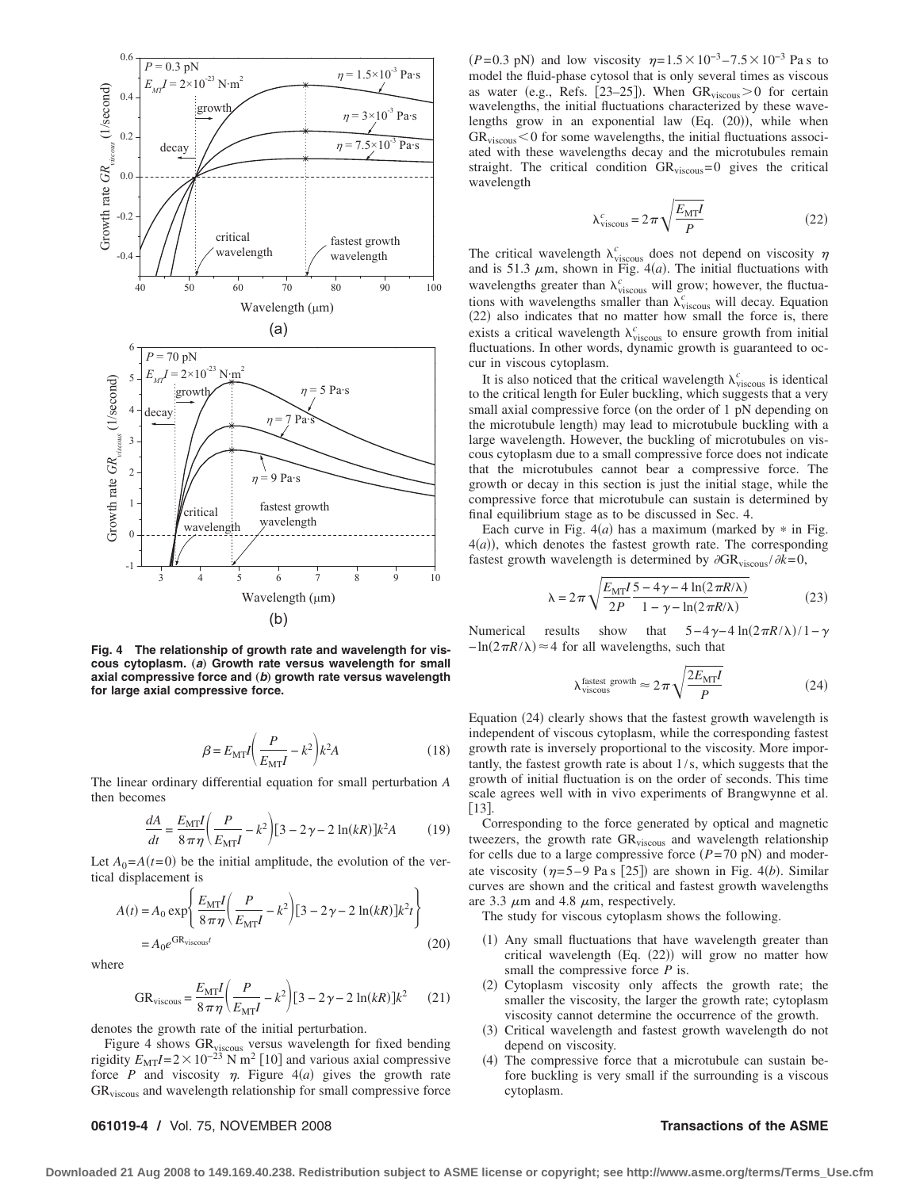P = 0.3 pN
$E_{MT}I = 2\times10^{-23}$ N·m$^2$
Growth rate $GR_{viscous}$ (1/second)
$\eta = 1.5\times10^{-3}$ Pa·s
$\eta = 3\times10^{-3}$ Pa·s
$\eta = 7.5\times10^{-3}$ Pa·s
growth
decay
critical wavelength
fastest growth wavelength
Wavelength (μm)
(a)

P = 70 pN
$E_{MT}I = 2\times10^{-23}$ N·m$^2$
Growth rate $GR_{viscous}$ (1/second)
$\eta = 5$ Pa·s
$\eta = 7$ Pa·s
$\eta = 9$ Pa·s
growth
decay
critical wavelength
fastest growth wavelength
Wavelength (μm)
(b)

**Fig. 4 The relationship of growth rate and wavelength for viscous cytoplasm. (*a*) Growth rate versus wavelength for small axial compressive force and (*b*) growth rate versus wavelength for large axial compressive force.**

$$\beta = E_{\mathrm{MT}}I\left(\frac{P}{E_{\mathrm{MT}}I} - k^2\right)k^2 A \tag{18}$$

The linear ordinary differential equation for small perturbation $A$ then becomes

$$\frac{dA}{dt} = \frac{E_{\mathrm{MT}}I}{8\pi\eta}\left(\frac{P}{E_{\mathrm{MT}}I} - k^2\right)[3 - 2\gamma - 2\ln(kR)]k^2 A \tag{19}$$

Let $A_0 = A(t=0)$ be the initial amplitude, the evolution of the vertical displacement is

$$A(t) = A_0 \exp\left\{\frac{E_{\mathrm{MT}}I}{8\pi\eta}\left(\frac{P}{E_{\mathrm{MT}}I} - k^2\right)[3 - 2\gamma - 2\ln(kR)]k^2 t\right\} = A_0 e^{\mathrm{GR}_{\mathrm{viscous}}t} \tag{20}$$

where

$$\mathrm{GR}_{\mathrm{viscous}} = \frac{E_{\mathrm{MT}}I}{8\pi\eta}\left(\frac{P}{E_{\mathrm{MT}}I} - k^2\right)[3 - 2\gamma - 2\ln(kR)]k^2 \tag{21}$$

denotes the growth rate of the initial perturbation.

Figure 4 shows $\mathrm{GR}_{\mathrm{viscous}}$ versus wavelength for fixed bending rigidity $E_{\mathrm{MT}}I = 2\times10^{-23}$ N m$^2$ [10] and various axial compressive force $P$ and viscosity $\eta$. Figure 4(*a*) gives the growth rate $\mathrm{GR}_{\mathrm{viscous}}$ and wavelength relationship for small compressive force ($P=0.3$ pN) and low viscosity $\eta = 1.5\times10^{-3} - 7.5\times10^{-3}$ Pa s to model the fluid-phase cytosol that is only several times as viscous as water (e.g., Refs. [23–25]). When $\mathrm{GR}_{\mathrm{viscous}} > 0$ for certain wavelengths, the initial fluctuations characterized by these wavelengths grow in an exponential law (Eq. (20)), while when $\mathrm{GR}_{\mathrm{viscous}} < 0$ for some wavelengths, the initial fluctuations associated with these wavelengths decay and the microtubules remain straight. The critical condition $\mathrm{GR}_{\mathrm{viscous}} = 0$ gives the critical wavelength

$$\lambda^{c}_{\mathrm{viscous}} = 2\pi\sqrt{\frac{E_{\mathrm{MT}}I}{P}} \tag{22}$$

The critical wavelength $\lambda^{c}_{\mathrm{viscous}}$ does not depend on viscosity $\eta$ and is 51.3 μm, shown in Fig. 4(*a*). The initial fluctuations with wavelengths greater than $\lambda^{c}_{\mathrm{viscous}}$ will grow; however, the fluctuations with wavelengths smaller than $\lambda^{c}_{\mathrm{viscous}}$ will decay. Equation (22) also indicates that no matter how small the force is, there exists a critical wavelength $\lambda^{c}_{\mathrm{viscous}}$ to ensure growth from initial fluctuations. In other words, dynamic growth is guaranteed to occur in viscous cytoplasm.

It is also noticed that the critical wavelength $\lambda^{c}_{\mathrm{viscous}}$ is identical to the critical length for Euler buckling, which suggests that a very small axial compressive force (on the order of 1 pN depending on the microtubule length) may lead to microtubule buckling with a large wavelength. However, the buckling of microtubules on viscous cytoplasm due to a small compressive force does not indicate that the microtubules cannot bear a compressive force. The growth or decay in this section is just the initial stage, while the compressive force that microtubule can sustain is determined by final equilibrium stage as to be discussed in Sec. 4.

Each curve in Fig. 4(*a*) has a maximum (marked by * in Fig. 4(*a*)), which denotes the fastest growth rate. The corresponding fastest growth wavelength is determined by $\partial\mathrm{GR}_{\mathrm{viscous}}/\partial k = 0$,

$$\lambda = 2\pi\sqrt{\frac{E_{\mathrm{MT}}I}{2P}\frac{5 - 4\gamma - 4\ln(2\pi R/\lambda)}{1 - \gamma - \ln(2\pi R/\lambda)}} \tag{23}$$

Numerical results show that $5-4\gamma-4\ln(2\pi R/\lambda)/1-\gamma-\ln(2\pi R/\lambda) \approx 4$ for all wavelengths, such that

$$\lambda^{\text{fastest growth}}_{\mathrm{viscous}} \approx 2\pi\sqrt{\frac{2E_{\mathrm{MT}}I}{P}} \tag{24}$$

Equation (24) clearly shows that the fastest growth wavelength is independent of viscous cytoplasm, while the corresponding fastest growth rate is inversely proportional to the viscosity. More importantly, the fastest growth rate is about 1/s, which suggests that the growth of initial fluctuation is on the order of seconds. This time scale agrees well with in vivo experiments of Brangwynne et al. [13].

Corresponding to the force generated by optical and magnetic tweezers, the growth rate $\mathrm{GR}_{\mathrm{viscous}}$ and wavelength relationship for cells due to a large compressive force ($P=70$ pN) and moderate viscosity ($\eta = 5-9$ Pa s [25]) are shown in Fig. 4(*b*). Similar curves are shown and the critical and fastest growth wavelengths are 3.3 μm and 4.8 μm, respectively.

The study for viscous cytoplasm shows the following.

1. Any small fluctuations that have wavelength greater than critical wavelength (Eq. (22)) will grow no matter how small the compressive force $P$ is.
2. Cytoplasm viscosity only affects the growth rate; the smaller the viscosity, the larger the growth rate; cytoplasm viscosity cannot determine the occurrence of the growth.
3. Critical wavelength and fastest growth wavelength do not depend on viscosity.
4. The compressive force that a microtubule can sustain before buckling is very small if the surrounding is a viscous cytoplasm.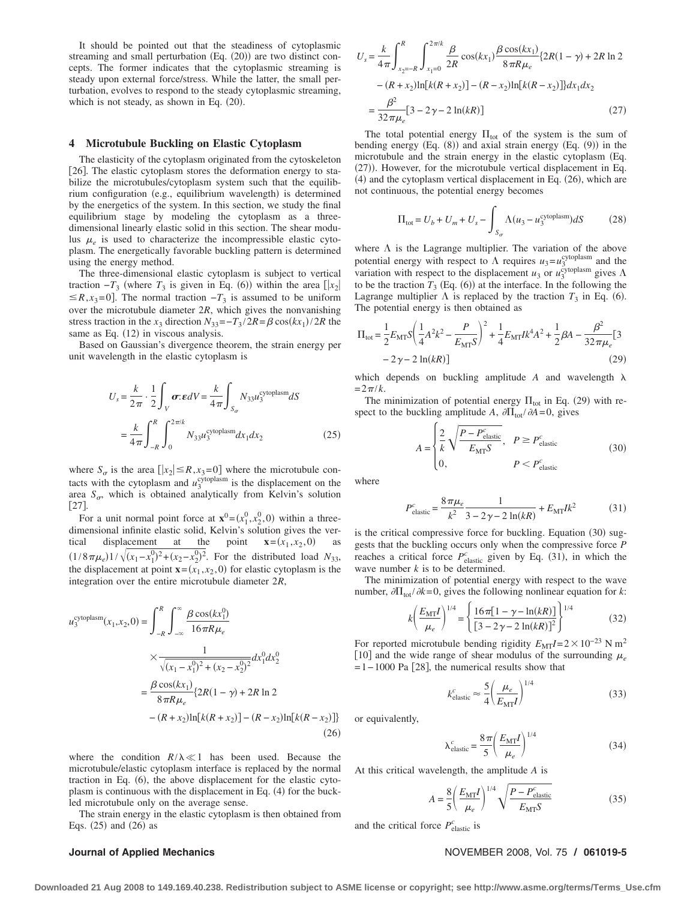It should be pointed out that the steadiness of cytoplasmic streaming and small perturbation (Eq. (20)) are two distinct concepts. The former indicates that the cytoplasmic streaming is steady upon external force/stress. While the latter, the small perturbation, evolves to respond to the steady cytoplasmic streaming, which is not steady, as shown in Eq. (20).

## 4 Microtubule Buckling on Elastic Cytoplasm

The elasticity of the cytoplasm originated from the cytoskeleton [26]. The elastic cytoplasm stores the deformation energy to stabilize the microtubules/cytoplasm system such that the equilibrium configuration (e.g., equilibrium wavelength) is determined by the energetics of the system. In this section, we study the final equilibrium stage by modeling the cytoplasm as a three-dimensional linearly elastic solid in this section. The shear modulus $\mu_e$ is used to characterize the incompressible elastic cytoplasm. The energetically favorable buckling pattern is determined using the energy method.

The three-dimensional elastic cytoplasm is subject to vertical traction $-T_3$ (where $T_3$ is given in Eq. (6)) within the area $[|x_2| \leq R, x_3=0]$. The normal traction $-T_3$ is assumed to be uniform over the microtubule diameter $2R$, which gives the nonvanishing stress traction in the $x_3$ direction $N_{33}=-T_3/2R=\beta\cos(kx_1)/2R$ the same as Eq. (12) in viscous analysis.

Based on Gaussian's divergence theorem, the strain energy per unit wavelength in the elastic cytoplasm is

$$U_s = \frac{k}{2\pi}\cdot\frac{1}{2}\int_V \boldsymbol{\sigma}:\boldsymbol{\varepsilon}\, dV = \frac{k}{4\pi}\int_{S_\sigma} N_{33}u_3^{\text{cytoplasm}} dS = \frac{k}{4\pi}\int_{-R}^{R}\int_0^{2\pi/k} N_{33}u_3^{\text{cytoplasm}} dx_1 dx_2 \tag{25}$$

where $S_\sigma$ is the area $[|x_2| \leq R, x_3=0]$ where the microtubule contacts with the cytoplasm and $u_3^{\text{cytoplasm}}$ is the displacement on the area $S_\sigma$, which is obtained analytically from Kelvin's solution [27].

For a unit normal point force at $\mathbf{x}^0=(x_1^0,x_2^0,0)$ within a three-dimensional infinite elastic solid, Kelvin's solution gives the vertical displacement at the point $\mathbf{x}=(x_1,x_2,0)$ as $(1/8\pi\mu_e)1/\sqrt{(x_1-x_1^0)^2+(x_2-x_2^0)^2}$. For the distributed load $N_{33}$, the displacement at point $\mathbf{x}=(x_1,x_2,0)$ for elastic cytoplasm is the integration over the entire microtubule diameter $2R$,

$$\begin{aligned} u_3^{\text{cytoplasm}}(x_1,x_2,0) &= \int_{-R}^{R}\int_{-\infty}^{\infty}\frac{\beta\cos(kx_1^0)}{16\pi R\mu_e} \times \frac{1}{\sqrt{(x_1-x_1^0)^2+(x_2-x_2^0)^2}}dx_1^0 dx_2^0 \\ &= \frac{\beta\cos(kx_1)}{8\pi R\mu_e}\{2R(1-\gamma)+2R\ln 2 \\ &\quad -(R+x_2)\ln[k(R+x_2)]-(R-x_2)\ln[k(R-x_2)]\} \end{aligned} \tag{26}$$

where the condition $R/\lambda \ll 1$ has been used. Because the microtubule/elastic cytoplasm interface is replaced by the normal traction in Eq. (6), the above displacement for the elastic cytoplasm is continuous with the displacement in Eq. (4) for the buckled microtubule only on the average sense.

The strain energy in the elastic cytoplasm is then obtained from Eqs. (25) and (26) as

$$\begin{aligned} U_s &= \frac{k}{4\pi}\int_{x_2=-R}^{R}\int_{x_1=0}^{2\pi/k}\frac{\beta}{2R}\cos(kx_1)\frac{\beta\cos(kx_1)}{8\pi R\mu_e}\{2R(1-\gamma)+2R\ln 2 \\ &\quad -(R+x_2)\ln[k(R+x_2)]-(R-x_2)\ln[k(R-x_2)]\}dx_1dx_2 \\ &= \frac{\beta^2}{32\pi\mu_e}[3-2\gamma-2\ln(kR)] \end{aligned} \tag{27}$$

The total potential energy $\Pi_{\text{tot}}$ of the system is the sum of bending energy (Eq. (8)) and axial strain energy (Eq. (9)) in the microtubule and the strain energy in the elastic cytoplasm (Eq. (27)). However, for the microtubule vertical displacement in Eq. (4) and the cytoplasm vertical displacement in Eq. (26), which are not continuous, the potential energy becomes

$$\Pi_{\text{tot}} = U_b + U_m + U_s - \int_{S_\sigma}\Lambda(u_3 - u_3^{\text{cytoplasm}})dS \tag{28}$$

where $\Lambda$ is the Lagrange multiplier. The variation of the above potential energy with respect to $\Lambda$ requires $u_3=u_3^{\text{cytoplasm}}$ and the variation with respect to the displacement $u_3$ or $u_3^{\text{cytoplasm}}$ gives $\Lambda$ to be the traction $T_3$ (Eq. (6)) at the interface. In the following the Lagrange multiplier $\Lambda$ is replaced by the traction $T_3$ in Eq. (6). The potential energy is then obtained as

$$\Pi_{\text{tot}} = \frac{1}{2}E_{\text{MT}}S\left(\frac{1}{4}A^2k^2 - \frac{P}{E_{\text{MT}}S}\right)^2 + \frac{1}{4}E_{\text{MT}}Ik^4A^2 + \frac{1}{2}\beta A - \frac{\beta^2}{32\pi\mu_e}[3 - 2\gamma - 2\ln(kR)] \tag{29}$$

which depends on buckling amplitude $A$ and wavelength $\lambda = 2\pi/k$.

The minimization of potential energy $\Pi_{\text{tot}}$ in Eq. (29) with respect to the buckling amplitude $A$, $\partial\Pi_{\text{tot}}/\partial A=0$, gives

$$A = \begin{cases} \dfrac{2}{k}\sqrt{\dfrac{P-P_{\text{elastic}}^c}{E_{\text{MT}}S}}, & P \geq P_{\text{elastic}}^c \\ 0, & P < P_{\text{elastic}}^c \end{cases} \tag{30}$$

where

$$P_{\text{elastic}}^c = \frac{8\pi\mu_e}{k^2}\frac{1}{3-2\gamma-2\ln(kR)} + E_{\text{MT}}Ik^2 \tag{31}$$

is the critical compressive force for buckling. Equation (30) suggests that the buckling occurs only when the compressive force $P$ reaches a critical force $P_{\text{elastic}}^c$ given by Eq. (31), in which the wave number $k$ is to be determined.

The minimization of potential energy with respect to the wave number, $\partial\Pi_{\text{tot}}/\partial k=0$, gives the following nonlinear equation for $k$:

$$k\left(\frac{E_{\text{MT}}I}{\mu_e}\right)^{1/4} = \left\{\frac{16\pi[1-\gamma-\ln(kR)]}{[3-2\gamma-2\ln(kR)]^2}\right\}^{1/4} \tag{32}$$

For reported microtubule bending rigidity $E_{\text{MT}}I = 2\times 10^{-23}$ N m$^2$ [10] and the wide range of shear modulus of the surrounding $\mu_e = 1-1000$ Pa [28], the numerical results show that

$$k_{\text{elastic}}^c \approx \frac{5}{4}\left(\frac{\mu_e}{E_{\text{MT}}I}\right)^{1/4} \tag{33}$$

or equivalently,

$$\lambda_{\text{elastic}}^c = \frac{8\pi}{5}\left(\frac{E_{\text{MT}}I}{\mu_e}\right)^{1/4} \tag{34}$$

At this critical wavelength, the amplitude $A$ is

$$A = \frac{8}{5}\left(\frac{E_{\text{MT}}I}{\mu_e}\right)^{1/4}\sqrt{\frac{P-P_{\text{elastic}}^c}{E_{\text{MT}}S}} \tag{35}$$

and the critical force $P_{\text{elastic}}^c$ is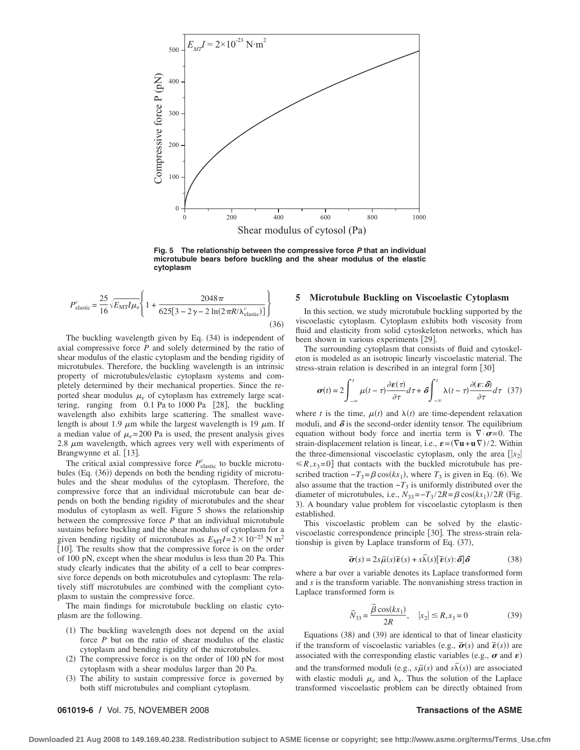$E_{MT}I = 2\times10^{-23}$ N·m$^2$

Compressive force P (pN)

0
100
200
300
400
500

0
200
400
600
800
1000

Shear modulus of cytosol (Pa)

**Fig. 5 The relationship between the compressive force *P* that an individual microtubule bears before buckling and the shear modulus of the elastic cytoplasm**

$$P^c_{\text{elastic}} = \frac{25}{16}\sqrt{E_{\text{MT}}I\mu_e}\left\{1 + \frac{2048\pi}{625[3 - 2\gamma - 2\ln(2\pi R/\lambda^c_{\text{elastic}})]}\right\} \tag{36}$$

The buckling wavelength given by Eq. (34) is independent of axial compressive force $P$ and solely determined by the ratio of shear modulus of the elastic cytoplasm and the bending rigidity of microtubules. Therefore, the buckling wavelength is an intrinsic property of microtubules/elastic cytoplasm systems and completely determined by their mechanical properties. Since the reported shear modulus $\mu_e$ of cytoplasm has extremely large scattering, ranging from 0.1 Pa to 1000 Pa [28], the buckling wavelength also exhibits large scattering. The smallest wavelength is about 1.9 $\mu$m while the largest wavelength is 19 $\mu$m. If a median value of $\mu_e=200$ Pa is used, the present analysis gives 2.8 $\mu$m wavelength, which agrees very well with experiments of Brangwynne et al. [13].

The critical axial compressive force $P^c_{\text{elastic}}$ to buckle microtubules (Eq. (36)) depends on both the bending rigidity of microtubules and the shear modulus of the cytoplasm. Therefore, the compressive force that an individual microtubule can bear depends on both the bending rigidity of microtubules and the shear modulus of cytoplasm as well. Figure 5 shows the relationship between the compressive force $P$ that an individual microtubule sustains before buckling and the shear modulus of cytoplasm for a given bending rigidity of microtubules as $E_{\text{MT}}I=2\times10^{-23}$ N m$^2$ [10]. The results show that the compressive force is on the order of 100 pN, except when the shear modulus is less than 20 Pa. This study clearly indicates that the ability of a cell to bear compressive force depends on both microtubules and cytoplasm: The relatively stiff microtubules are combined with the compliant cytoplasm to sustain the compressive force.

The main findings for microtubule buckling on elastic cytoplasm are the following.

(1) The buckling wavelength does not depend on the axial force $P$ but on the ratio of shear modulus of the elastic cytoplasm and bending rigidity of the microtubules.
(2) The compressive force is on the order of 100 pN for most cytoplasm with a shear modulus larger than 20 Pa.
(3) The ability to sustain compressive force is governed by both stiff microtubules and compliant cytoplasm.

## 5 Microtubule Buckling on Viscoelastic Cytoplasm

In this section, we study microtubule buckling supported by the viscoelastic cytoplasm. Cytoplasm exhibits both viscosity from fluid and elasticity from solid cytoskeleton networks, which has been shown in various experiments [29].

The surrounding cytoplasm that consists of fluid and cytoskeleton is modeled as an isotropic linearly viscoelastic material. The stress-strain relation is described in an integral form [30]

$$\boldsymbol{\sigma}(t) = 2\int_{-\infty}^{t}\mu(t-\tau)\frac{\partial\boldsymbol{\varepsilon}(\tau)}{\partial\tau}d\tau + \boldsymbol{\delta}\int_{-\infty}^{t}\lambda(t-\tau)\frac{\partial(\boldsymbol{\varepsilon}:\boldsymbol{\delta})}{\partial\tau}d\tau \tag{37}$$

where $t$ is the time, $\mu(t)$ and $\lambda(t)$ are time-dependent relaxation moduli, and $\boldsymbol{\delta}$ is the second-order identity tensor. The equilibrium equation without body force and inertia term is $\nabla\cdot\boldsymbol{\sigma}=0$. The strain-displacement relation is linear, i.e., $\boldsymbol{\varepsilon}=(\nabla\mathbf{u}+\mathbf{u}\nabla)/2$. Within the three-dimensional viscoelastic cytoplasm, only the area $[|x_2|\leq R, x_3=0]$ that contacts with the buckled microtubule has prescribed traction $-T_3=\beta\cos(kx_1)$, where $T_3$ is given in Eq. (6). We also assume that the traction $-T_3$ is uniformly distributed over the diameter of microtubules, i.e., $N_{33}=-T_3/2R=\beta\cos(kx_1)/2R$ (Fig. 3). A boundary value problem for viscoelastic cytoplasm is then established.

This viscoelastic problem can be solved by the elastic-viscoelastic correspondence principle [30]. The stress-strain relationship is given by Laplace transform of Eq. (37),

$$\bar{\boldsymbol{\sigma}}(s) = 2s\bar{\mu}(s)\bar{\boldsymbol{\varepsilon}}(s) + s\bar{\lambda}(s)[\bar{\boldsymbol{\varepsilon}}(s):\boldsymbol{\delta}]\boldsymbol{\delta} \tag{38}$$

where a bar over a variable denotes its Laplace transformed form and $s$ is the transform variable. The nonvanishing stress traction in Laplace transformed form is

$$\bar{N}_{33} = \frac{\bar{\beta}\cos(kx_1)}{2R}, \quad |x_2| \leq R, x_3 = 0 \tag{39}$$

Equations (38) and (39) are identical to that of linear elasticity if the transform of viscoelastic variables (e.g., $\bar{\boldsymbol{\sigma}}(s)$ and $\bar{\boldsymbol{\varepsilon}}(s)$) are associated with the corresponding elastic variables (e.g., $\boldsymbol{\sigma}$ and $\boldsymbol{\varepsilon}$) and the transformed moduli (e.g., $s\bar{\mu}(s)$ and $s\bar{\lambda}(s)$) are associated with elastic moduli $\mu_e$ and $\lambda_e$. Thus the solution of the Laplace transformed viscoelastic problem can be directly obtained from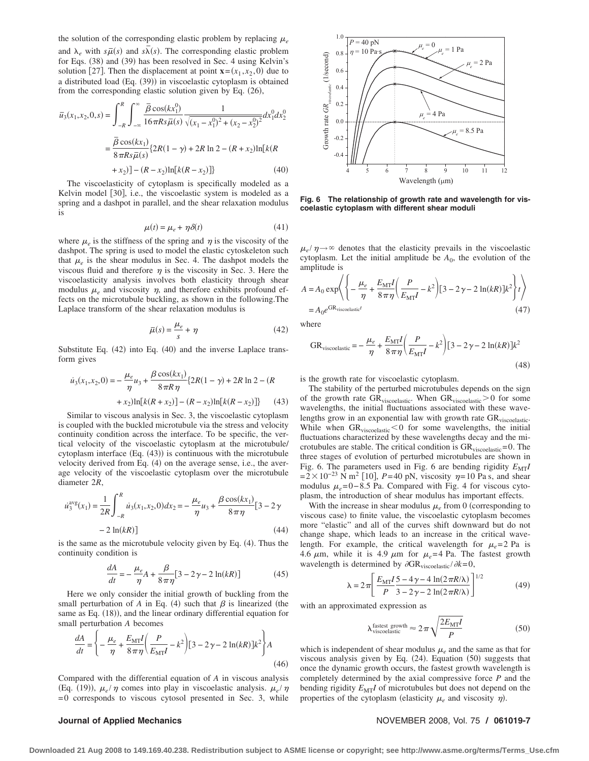the solution of the corresponding elastic problem by replacing $\mu_e$ and $\lambda_e$ with $s\bar{\mu}(s)$ and $s\bar{\lambda}(s)$. The corresponding elastic problem for Eqs. (38) and (39) has been resolved in Sec. 4 using Kelvin's solution [27]. Then the displacement at point $\mathbf{x}=(x_1,x_2,0)$ due to a distributed load (Eq. (39)) in viscoelastic cytoplasm is obtained from the corresponding elastic solution given by Eq. (26),

$$\bar{u}_3(x_1,x_2,0,s) = \int_{-R}^{R}\int_{-\infty}^{\infty} \frac{\bar{\beta}\cos(kx_1^0)}{16\pi R s\bar{\mu}(s)} \frac{1}{\sqrt{(x_1-x_1^0)^2+(x_2-x_2^0)^2}} dx_1^0 dx_2^0$$
$$= \frac{\bar{\beta}\cos(kx_1)}{8\pi R s\bar{\mu}(s)}\{2R(1-\gamma)+2R\ln 2-(R+x_2)\ln[k(R+x_2)]-(R-x_2)\ln[k(R-x_2)]\} \tag{40}$$

The viscoelasticity of cytoplasm is specifically modeled as a Kelvin model [30], i.e., the viscoelastic system is modeled as a spring and a dashpot in parallel, and the shear relaxation modulus is

$$\mu(t) = \mu_e + \eta\delta(t) \tag{41}$$

where $\mu_e$ is the stiffness of the spring and $\eta$ is the viscosity of the dashpot. The spring is used to model the elastic cytoskeleton such that $\mu_e$ is the shear modulus in Sec. 4. The dashpot models the viscous fluid and therefore $\eta$ is the viscosity in Sec. 3. Here the viscoelasticity analysis involves both elasticity through shear modulus $\mu_e$ and viscosity $\eta$, and therefore exhibits profound effects on the microtubule buckling, as shown in the following.The Laplace transform of the shear relaxation modulus is

$$\bar{\mu}(s) = \frac{\mu_e}{s} + \eta \tag{42}$$

Substitute Eq. (42) into Eq. (40) and the inverse Laplace transform gives

$$\dot{u}_3(x_1,x_2,0) = -\frac{\mu_e}{\eta}u_3 + \frac{\beta\cos(kx_1)}{8\pi R\eta}\{2R(1-\gamma)+2R\ln 2-(R+x_2)\ln[k(R+x_2)]-(R-x_2)\ln[k(R-x_2)]\} \tag{43}$$

Similar to viscous analysis in Sec. 3, the viscoelastic cytoplasm is coupled with the buckled microtubule via the stress and velocity continuity condition across the interface. To be specific, the vertical velocity of the viscoelastic cytoplasm at the microtubule/cytoplasm interface (Eq. (43)) is continuous with the microtubule velocity derived from Eq. (4) on the average sense, i.e., the average velocity of the viscoelastic cytoplasm over the microtubule diameter $2R$,

$$\dot{u}_3^{\text{avg}}(x_1) = \frac{1}{2R}\int_{-R}^{R}\dot{u}_3(x_1,x_2,0)dx_2 = -\frac{\mu_e}{\eta}u_3 + \frac{\beta\cos(kx_1)}{8\pi\eta}[3-2\gamma-2\ln(kR)] \tag{44}$$

is the same as the microtubule velocity given by Eq. (4). Thus the continuity condition is

$$\frac{dA}{dt} = -\frac{\mu_e}{\eta}A + \frac{\beta}{8\pi\eta}[3-2\gamma-2\ln(kR)] \tag{45}$$

Here we only consider the initial growth of buckling from the small perturbation of $A$ in Eq. (4) such that $\beta$ is linearized (the same as Eq. (18)), and the linear ordinary differential equation for small perturbation $A$ becomes

$$\frac{dA}{dt} = \left\{-\frac{\mu_e}{\eta} + \frac{E_{\text{MT}}I}{8\pi\eta}\left(\frac{P}{E_{\text{MT}}I}-k^2\right)[3-2\gamma-2\ln(kR)]k^2\right\}A \tag{46}$$

Compared with the differential equation of $A$ in viscous analysis (Eq. (19)), $\mu_e/\eta$ comes into play in viscoelastic analysis. $\mu_e/\eta=0$ corresponds to viscous cytosol presented in Sec. 3, while

P = 40 pN
η = 10 Pa·s
μe = 0
μe = 1 Pa
μe = 2 Pa
μe = 4 Pa
μe = 8.5 Pa
Growth rate GR_viscoelastic (1/second)
Wavelength (μm)
1.0
0.8
0.6
0.4
0.2
0.0
-0.2
-0.4
4 5 6 7 8 9 10 11 12

**Fig. 6 The relationship of growth rate and wavelength for viscoelastic cytoplasm with different shear moduli**

$\mu_e/\eta\to\infty$ denotes that the elasticity prevails in the viscoelastic cytoplasm. Let the initial amplitude be $A_0$, the evolution of the amplitude is

$$A = A_0\exp\left\langle\left\{-\frac{\mu_e}{\eta} + \frac{E_{\text{MT}}I}{8\pi\eta}\left(\frac{P}{E_{\text{MT}}I}-k^2\right)[3-2\gamma-2\ln(kR)]k^2\right\}t\right\rangle = A_0 e^{\text{GR}_{\text{viscoelastic}}t} \tag{47}$$

where

$$\text{GR}_{\text{viscoelastic}} = -\frac{\mu_e}{\eta} + \frac{E_{\text{MT}}I}{8\pi\eta}\left(\frac{P}{E_{\text{MT}}I}-k^2\right)[3-2\gamma-2\ln(kR)]k^2 \tag{48}$$

is the growth rate for viscoelastic cytoplasm.

The stability of the perturbed microtubules depends on the sign of the growth rate $\text{GR}_{\text{viscoelastic}}$. When $\text{GR}_{\text{viscoelastic}}>0$ for some wavelengths, the initial fluctuations associated with these wavelengths grow in an exponential law with growth rate $\text{GR}_{\text{viscoelastic}}$. While when $\text{GR}_{\text{viscoelastic}}<0$ for some wavelengths, the initial fluctuations characterized by these wavelengths decay and the microtubules are stable. The critical condition is $\text{GR}_{\text{viscoelastic}}=0$. The three stages of evolution of perturbed microtubules are shown in Fig. 6. The parameters used in Fig. 6 are bending rigidity $E_{\text{MT}}I=2\times10^{-23}$ N m$^2$ [10], $P=40$ pN, viscosity $\eta=10$ Pa s, and shear modulus $\mu_e=0$–8.5 Pa. Compared with Fig. 4 for viscous cytoplasm, the introduction of shear modulus has important effects.

With the increase in shear modulus $\mu_e$ from 0 (corresponding to viscous case) to finite value, the viscoelastic cytoplasm becomes more "elastic" and all of the curves shift downward but do not change shape, which leads to an increase in the critical wavelength. For example, the critical wavelength for $\mu_e=2$ Pa is 4.6 $\mu$m, while it is 4.9 $\mu$m for $\mu_e=4$ Pa. The fastest growth wavelength is determined by $\partial\text{GR}_{\text{viscoelastic}}/\partial k=0$,

$$\lambda = 2\pi\left[\frac{E_{\text{MT}}I}{P}\frac{5-4\gamma-4\ln(2\pi R/\lambda)}{3-2\gamma-2\ln(2\pi R/\lambda)}\right]^{1/2} \tag{49}$$

with an approximated expression as

$$\lambda_{\text{viscoelastic}}^{\text{fastest growth}} \approx 2\pi\sqrt{\frac{2E_{\text{MT}}I}{P}} \tag{50}$$

which is independent of shear modulus $\mu_e$ and the same as that for viscous analysis given by Eq. (24). Equation (50) suggests that once the dynamic growth occurs, the fastest growth wavelength is completely determined by the axial compressive force $P$ and the bending rigidity $E_{\text{MT}}I$ of microtubules but does not depend on the properties of the cytoplasm (elasticity $\mu_e$ and viscosity $\eta$).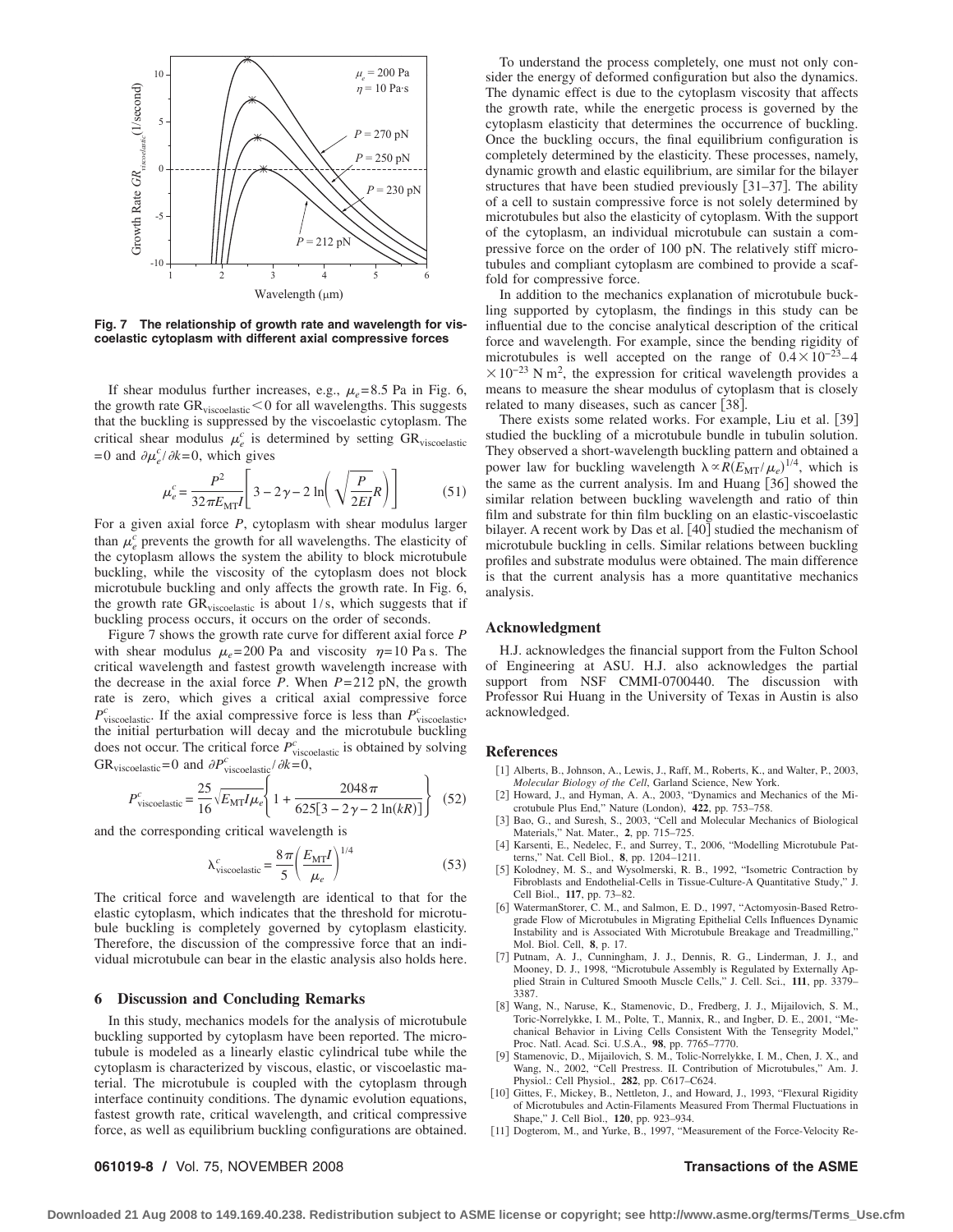$\mu_e = 200$ Pa
$\eta = 10$ Pa·s

Growth Rate $GR_{viscoelastic}$ (1/second)

10
5
0
-5
-10

1 2 3 4 5 6

Wavelength (μm)

$P = 270$ pN
$P = 250$ pN
$P = 230$ pN
$P = 212$ pN

**Fig. 7 The relationship of growth rate and wavelength for viscoelastic cytoplasm with different axial compressive forces**

If shear modulus further increases, e.g., $\mu_e = 8.5$ Pa in Fig. 6, the growth rate $\text{GR}_{\text{viscoelastic}} < 0$ for all wavelengths. This suggests that the buckling is suppressed by the viscoelastic cytoplasm. The critical shear modulus $\mu_e^c$ is determined by setting $\text{GR}_{\text{viscoelastic}} = 0$ and $\partial \mu_e^c / \partial k = 0$, which gives

$$\mu_e^c = \frac{P^2}{32\pi E_{\text{MT}} I}\left[3 - 2\gamma - 2\ln\left(\sqrt{\frac{P}{2EI}}R\right)\right] \tag{51}$$

For a given axial force $P$, cytoplasm with shear modulus larger than $\mu_e^c$ prevents the growth for all wavelengths. The elasticity of the cytoplasm allows the system the ability to block microtubule buckling, while the viscosity of the cytoplasm does not block microtubule buckling and only affects the growth rate. In Fig. 6, the growth rate $\text{GR}_{\text{viscoelastic}}$ is about 1/s, which suggests that if buckling process occurs, it occurs on the order of seconds.

Figure 7 shows the growth rate curve for different axial force $P$ with shear modulus $\mu_e = 200$ Pa and viscosity $\eta = 10$ Pa s. The critical wavelength and fastest growth wavelength increase with the decrease in the axial force $P$. When $P = 212$ pN, the growth rate is zero, which gives a critical axial compressive force $P^c_{\text{viscoelastic}}$. If the axial compressive force is less than $P^c_{\text{viscoelastic}}$, the initial perturbation will decay and the microtubule buckling does not occur. The critical force $P^c_{\text{viscoelastic}}$ is obtained by solving $\text{GR}_{\text{viscoelastic}} = 0$ and $\partial P^c_{\text{viscoelastic}} / \partial k = 0$,

$$P^c_{\text{viscoelastic}} = \frac{25}{16}\sqrt{E_{\text{MT}} I \mu_e}\left\{1 + \frac{2048\pi}{625[3 - 2\gamma - 2\ln(kR)]}\right\} \tag{52}$$

and the corresponding critical wavelength is

$$\lambda^c_{\text{viscoelastic}} = \frac{8\pi}{5}\left(\frac{E_{\text{MT}} I}{\mu_e}\right)^{1/4} \tag{53}$$

The critical force and wavelength are identical to that for the elastic cytoplasm, which indicates that the threshold for microtubule buckling is completely governed by cytoplasm elasticity. Therefore, the discussion of the compressive force that an individual microtubule can bear in the elastic analysis also holds here.

## 6 Discussion and Concluding Remarks

In this study, mechanics models for the analysis of microtubule buckling supported by cytoplasm have been reported. The microtubule is modeled as a linearly elastic cylindrical tube while the cytoplasm is characterized by viscous, elastic, or viscoelastic material. The microtubule is coupled with the cytoplasm through interface continuity conditions. The dynamic evolution equations, fastest growth rate, critical wavelength, and critical compressive force, as well as equilibrium buckling configurations are obtained. To understand the process completely, one must not only consider the energy of deformed configuration but also the dynamics. The dynamic effect is due to the cytoplasm viscosity that affects the growth rate, while the energetic process is governed by the cytoplasm elasticity that determines the occurrence of buckling. Once the buckling occurs, the final equilibrium configuration is completely determined by the elasticity. These processes, namely, dynamic growth and elastic equilibrium, are similar for the bilayer structures that have been studied previously [31–37]. The ability of a cell to sustain compressive force is not solely determined by microtubules but also the elasticity of cytoplasm. With the support of the cytoplasm, an individual microtubule can sustain a compressive force on the order of 100 pN. The relatively stiff microtubules and compliant cytoplasm are combined to provide a scaffold for compressive force.

In addition to the mechanics explanation of microtubule buckling supported by cytoplasm, the findings in this study can be influential due to the concise analytical description of the critical force and wavelength. For example, since the bending rigidity of microtubules is well accepted on the range of $0.4 \times 10^{-23} - 4 \times 10^{-23}$ N m$^2$, the expression for critical wavelength provides a means to measure the shear modulus of cytoplasm that is closely related to many diseases, such as cancer [38].

There exists some related works. For example, Liu et al. [39] studied the buckling of a microtubule bundle in tubulin solution. They observed a short-wavelength buckling pattern and obtained a power law for buckling wavelength $\lambda \propto R(E_{\text{MT}}/\mu_e)^{1/4}$, which is the same as the current analysis. Im and Huang [36] showed the similar relation between buckling wavelength and ratio of thin film and substrate for thin film buckling on an elastic-viscoelastic bilayer. A recent work by Das et al. [40] studied the mechanism of microtubule buckling in cells. Similar relations between buckling profiles and substrate modulus were obtained. The main difference is that the current analysis has a more quantitative mechanics analysis.

## Acknowledgment

H.J. acknowledges the financial support from the Fulton School of Engineering at ASU. H.J. also acknowledges the partial support from NSF CMMI-0700440. The discussion with Professor Rui Huang in the University of Texas in Austin is also acknowledged.

## References

[1] Alberts, B., Johnson, A., Lewis, J., Raff, M., Roberts, K., and Walter, P., 2003, *Molecular Biology of the Cell*, Garland Science, New York.

[2] Howard, J., and Hyman, A. A., 2003, "Dynamics and Mechanics of the Microtubule Plus End," Nature (London), **422**, pp. 753–758.

[3] Bao, G., and Suresh, S., 2003, "Cell and Molecular Mechanics of Biological Materials," Nat. Mater., **2**, pp. 715–725.

[4] Karsenti, E., Nedelec, F., and Surrey, T., 2006, "Modelling Microtubule Patterns," Nat. Cell Biol., **8**, pp. 1204–1211.

[5] Kolodney, M. S., and Wysolmerski, R. B., 1992, "Isometric Contraction by Fibroblasts and Endothelial-Cells in Tissue-Culture-A Quantitative Study," J. Cell Biol., **117**, pp. 73–82.

[6] WatermanStorer, C. M., and Salmon, E. D., 1997, "Actomyosin-Based Retrograde Flow of Microtubules in Migrating Epithelial Cells Influences Dynamic Instability and is Associated With Microtubule Breakage and Treadmilling," Mol. Biol. Cell, **8**, p. 17.

[7] Putnam, A. J., Cunningham, J. J., Dennis, R. G., Linderman, J. J., and Mooney, D. J., 1998, "Microtubule Assembly is Regulated by Externally Applied Strain in Cultured Smooth Muscle Cells," J. Cell. Sci., **111**, pp. 3379–3387.

[8] Wang, N., Naruse, K., Stamenovic, D., Fredberg, J. J., Mijailovich, S. M., Toric-Norrelykke, I. M., Polte, T., Mannix, R., and Ingber, D. E., 2001, "Mechanical Behavior in Living Cells Consistent With the Tensegrity Model," Proc. Natl. Acad. Sci. U.S.A., **98**, pp. 7765–7770.

[9] Stamenovic, D., Mijailovich, S. M., Tolic-Norrelykke, I. M., Chen, J. X., and Wang, N., 2002, "Cell Prestress. II. Contribution of Microtubules," Am. J. Physiol.: Cell Physiol., **282**, pp. C617–C624.

[10] Gittes, F., Mickey, B., Nettleton, J., and Howard, J., 1993, "Flexural Rigidity of Microtubules and Actin-Filaments Measured From Thermal Fluctuations in Shape," J. Cell Biol., **120**, pp. 923–934.

[11] Dogterom, M., and Yurke, B., 1997, "Measurement of the Force-Velocity Re-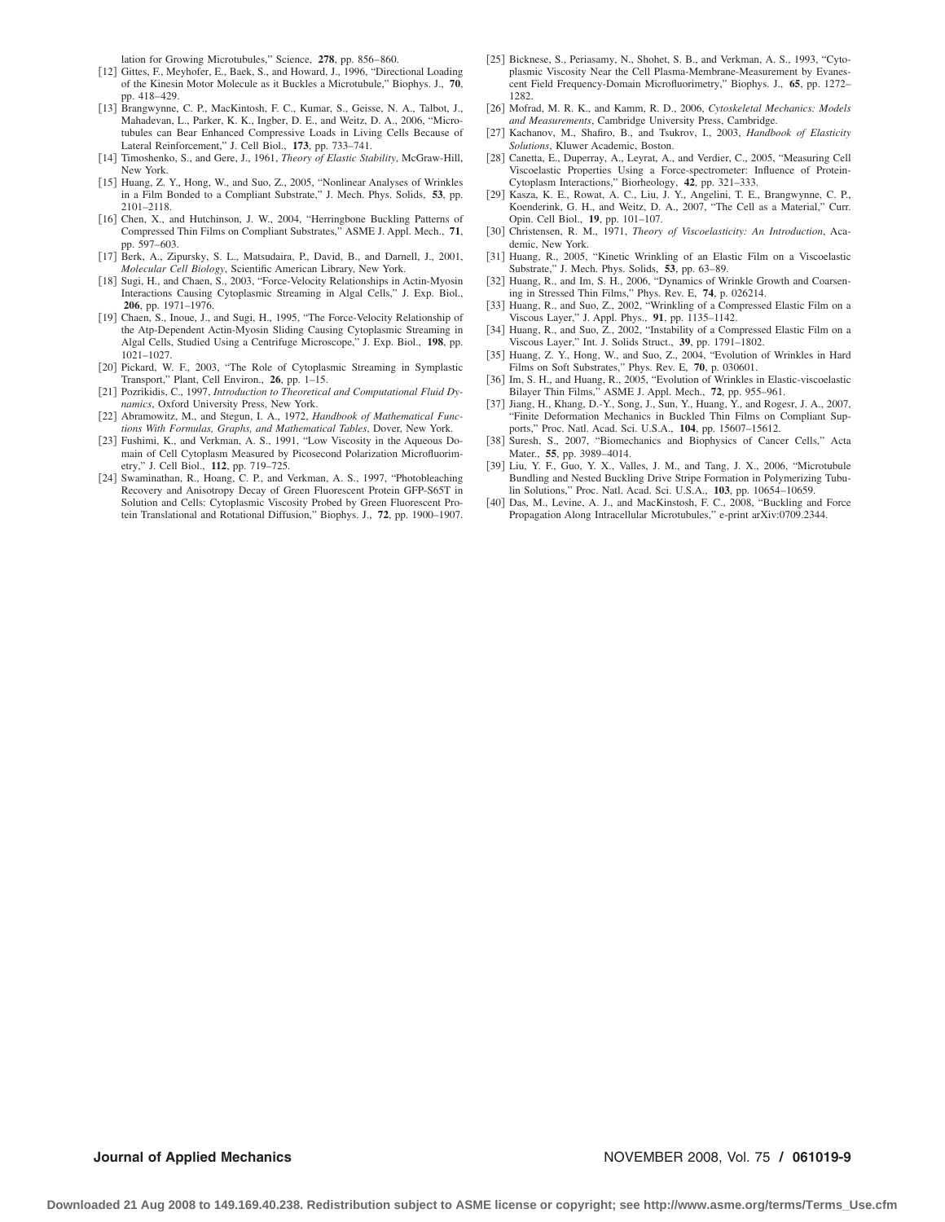lation for Growing Microtubules," Science, **278**, pp. 856–860.

[12] Gittes, F., Meyhofer, E., Baek, S., and Howard, J., 1996, "Directional Loading of the Kinesin Motor Molecule as it Buckles a Microtubule," Biophys. J., **70**, pp. 418–429.

[13] Brangwynne, C. P., MacKintosh, F. C., Kumar, S., Geisse, N. A., Talbot, J., Mahadevan, L., Parker, K. K., Ingber, D. E., and Weitz, D. A., 2006, "Microtubules can Bear Enhanced Compressive Loads in Living Cells Because of Lateral Reinforcement," J. Cell Biol., **173**, pp. 733–741.

[14] Timoshenko, S., and Gere, J., 1961, *Theory of Elastic Stability*, McGraw-Hill, New York.

[15] Huang, Z. Y., Hong, W., and Suo, Z., 2005, "Nonlinear Analyses of Wrinkles in a Film Bonded to a Compliant Substrate," J. Mech. Phys. Solids, **53**, pp. 2101–2118.

[16] Chen, X., and Hutchinson, J. W., 2004, "Herringbone Buckling Patterns of Compressed Thin Films on Compliant Substrates," ASME J. Appl. Mech., **71**, pp. 597–603.

[17] Berk, A., Zipursky, S. L., Matsudaira, P., David, B., and Darnell, J., 2001, *Molecular Cell Biology*, Scientific American Library, New York.

[18] Sugi, H., and Chaen, S., 2003, "Force-Velocity Relationships in Actin-Myosin Interactions Causing Cytoplasmic Streaming in Algal Cells," J. Exp. Biol., **206**, pp. 1971–1976.

[19] Chaen, S., Inoue, J., and Sugi, H., 1995, "The Force-Velocity Relationship of the Atp-Dependent Actin-Myosin Sliding Causing Cytoplasmic Streaming in Algal Cells, Studied Using a Centrifuge Microscope," J. Exp. Biol., **198**, pp. 1021–1027.

[20] Pickard, W. F., 2003, "The Role of Cytoplasmic Streaming in Symplastic Transport," Plant, Cell Environ., **26**, pp. 1–15.

[21] Pozrikidis, C., 1997, *Introduction to Theoretical and Computational Fluid Dynamics*, Oxford University Press, New York.

[22] Abramowitz, M., and Stegun, I. A., 1972, *Handbook of Mathematical Functions With Formulas, Graphs, and Mathematical Tables*, Dover, New York.

[23] Fushimi, K., and Verkman, A. S., 1991, "Low Viscosity in the Aqueous Domain of Cell Cytoplasm Measured by Picosecond Polarization Microfluorimetry," J. Cell Biol., **112**, pp. 719–725.

[24] Swaminathan, R., Hoang, C. P., and Verkman, A. S., 1997, "Photobleaching Recovery and Anisotropy Decay of Green Fluorescent Protein GFP-S65T in Solution and Cells: Cytoplasmic Viscosity Probed by Green Fluorescent Protein Translational and Rotational Diffusion," Biophys. J., **72**, pp. 1900–1907.

[25] Bicknese, S., Periasamy, N., Shohet, S. B., and Verkman, A. S., 1993, "Cytoplasmic Viscosity Near the Cell Plasma-Membrane-Measurement by Evanescent Field Frequency-Domain Microfluorimetry," Biophys. J., **65**, pp. 1272–1282.

[26] Mofrad, M. R. K., and Kamm, R. D., 2006, *Cytoskeletal Mechanics: Models and Measurements*, Cambridge University Press, Cambridge.

[27] Kachanov, M., Shafiro, B., and Tsukrov, I., 2003, *Handbook of Elasticity Solutions*, Kluwer Academic, Boston.

[28] Canetta, E., Duperray, A., Leyrat, A., and Verdier, C., 2005, "Measuring Cell Viscoelastic Properties Using a Force-spectrometer: Influence of Protein-Cytoplasm Interactions," Biorheology, **42**, pp. 321–333.

[29] Kasza, K. E., Rowat, A. C., Liu, J. Y., Angelini, T. E., Brangwynne, C. P., Koenderink, G. H., and Weitz, D. A., 2007, "The Cell as a Material," Curr. Opin. Cell Biol., **19**, pp. 101–107.

[30] Christensen, R. M., 1971, *Theory of Viscoelasticity: An Introduction*, Academic, New York.

[31] Huang, R., 2005, "Kinetic Wrinkling of an Elastic Film on a Viscoelastic Substrate," J. Mech. Phys. Solids, **53**, pp. 63–89.

[32] Huang, R., and Im, S. H., 2006, "Dynamics of Wrinkle Growth and Coarsening in Stressed Thin Films," Phys. Rev. E, **74**, p. 026214.

[33] Huang, R., and Suo, Z., 2002, "Wrinkling of a Compressed Elastic Film on a Viscous Layer," J. Appl. Phys., **91**, pp. 1135–1142.

[34] Huang, R., and Suo, Z., 2002, "Instability of a Compressed Elastic Film on a Viscous Layer," Int. J. Solids Struct., **39**, pp. 1791–1802.

[35] Huang, Z. Y., Hong, W., and Suo, Z., 2004, "Evolution of Wrinkles in Hard Films on Soft Substrates," Phys. Rev. E, **70**, p. 030601.

[36] Im, S. H., and Huang, R., 2005, "Evolution of Wrinkles in Elastic-viscoelastic Bilayer Thin Films," ASME J. Appl. Mech., **72**, pp. 955–961.

[37] Jiang, H., Khang, D.-Y., Song, J., Sun, Y., Huang, Y., and Rogesr, J. A., 2007, "Finite Deformation Mechanics in Buckled Thin Films on Compliant Supports," Proc. Natl. Acad. Sci. U.S.A., **104**, pp. 15607–15612.

[38] Suresh, S., 2007, "Biomechanics and Biophysics of Cancer Cells," Acta Mater., **55**, pp. 3989–4014.

[39] Liu, Y. F., Guo, Y. X., Valles, J. M., and Tang, J. X., 2006, "Microtubule Bundling and Nested Buckling Drive Stripe Formation in Polymerizing Tubulin Solutions," Proc. Natl. Acad. Sci. U.S.A., **103**, pp. 10654–10659.

[40] Das, M., Levine, A. J., and MacKinstosh, F. C., 2008, "Buckling and Force Propagation Along Intracellular Microtubules," e-print arXiv:0709.2344.